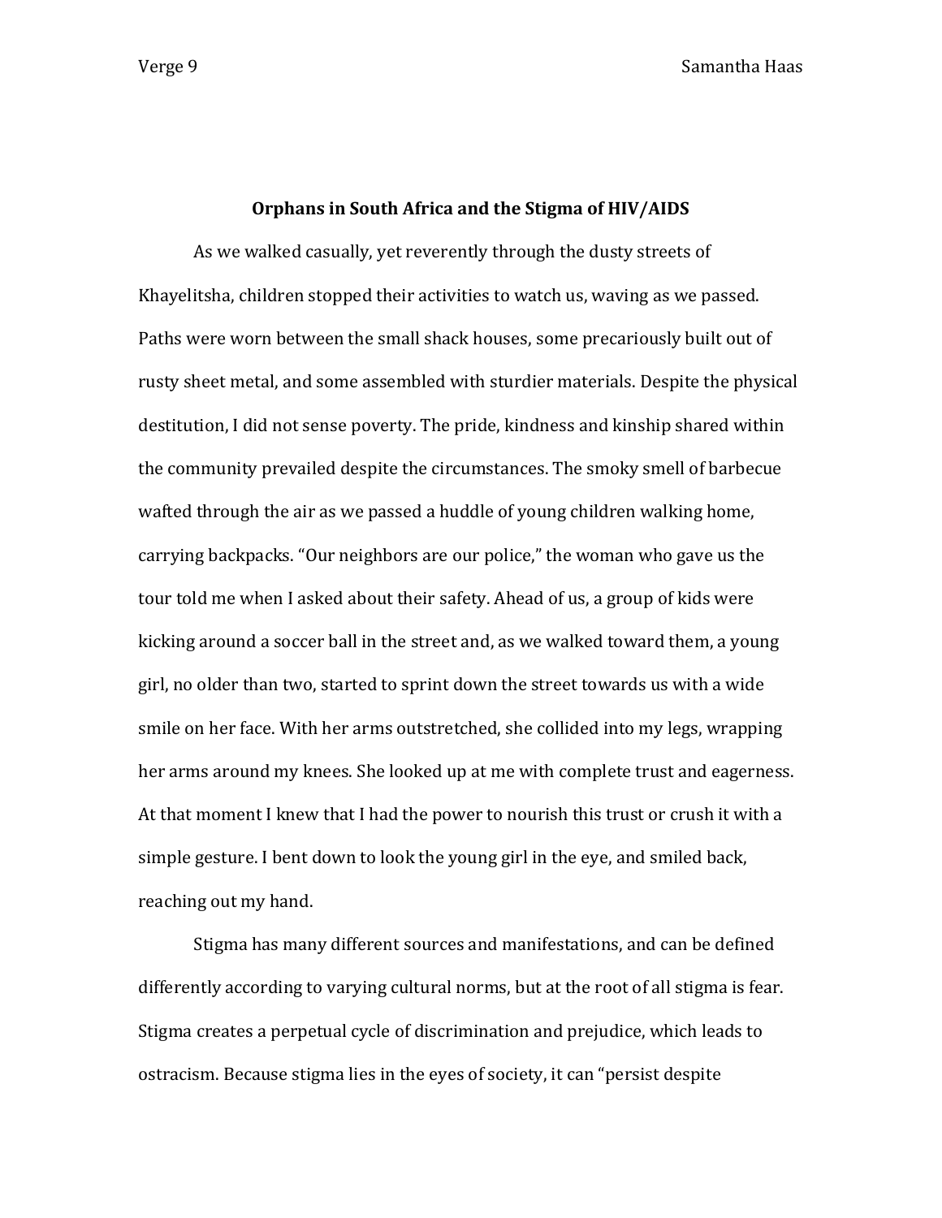# Orphans in South Africa and the Stigma of HIV/AIDS

As we walked casually, yet reverently through the dusty streets of Khayelitsha, children stopped their activities to watch us, waving as we passed. Paths were worn between the small shack houses, some precariously built out of rusty sheet metal, and some assembled with sturdier materials. Despite the physical destitution, I did not sense poverty. The pride, kindness and kinship shared within the community prevailed despite the circumstances. The smoky smell of barbecue wafted through the air as we passed a huddle of young children walking home, carrying backpacks. "Our neighbors are our police," the woman who gave us the tour told me when I asked about their safety. Ahead of us, a group of kids were kicking around a soccer ball in the street and, as we walked toward them, a young girl, no older than two, started to sprint down the street towards us with a wide smile on her face. With her arms outstretched, she collided into my legs, wrapping her arms around my knees. She looked up at me with complete trust and eagerness. At that moment I knew that I had the power to nourish this trust or crush it with a simple gesture. I bent down to look the young girl in the eye, and smiled back, reaching out my hand.

Stigma has many different sources and manifestations, and can be defined differently according to varying cultural norms, but at the root of all stigma is fear. Stigma creates a perpetual cycle of discrimination and prejudice, which leads to ostracism. Because stigma lies in the eyes of society, it can "persist despite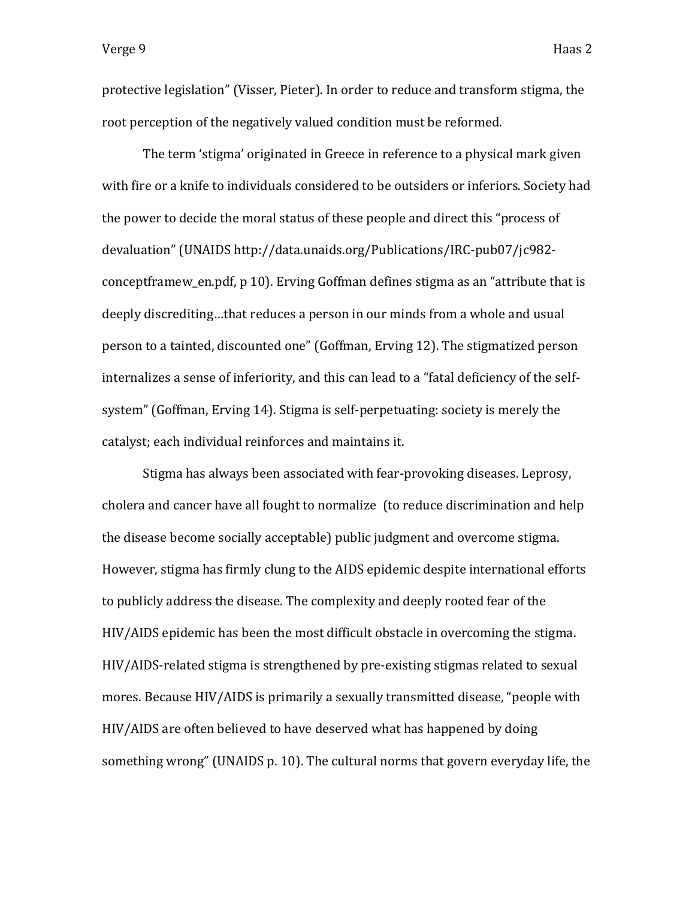protective legislation" (Visser, Pieter). In order to reduce and transform stigma, the root perception of the negatively valued condition must be reformed.

The term 'stigma' originated in Greece in reference to a physical mark given with fire or a knife to individuals considered to be outsiders or inferiors. Society had the power to decide the moral status of these people and direct this "process of devaluation" (UNAIDS http://data.unaids.org/Publications/IRC-pub07/jc982-conceptframew_en.pdf, p 10). Erving Goffman defines stigma as an "attribute that is deeply discrediting…that reduces a person in our minds from a whole and usual person to a tainted, discounted one" (Goffman, Erving 12). The stigmatized person internalizes a sense of inferiority, and this can lead to a "fatal deficiency of the self-system" (Goffman, Erving 14). Stigma is self-perpetuating: society is merely the catalyst; each individual reinforces and maintains it.

Stigma has always been associated with fear-provoking diseases. Leprosy, cholera and cancer have all fought to normalize (to reduce discrimination and help the disease become socially acceptable) public judgment and overcome stigma. However, stigma has firmly clung to the AIDS epidemic despite international efforts to publicly address the disease. The complexity and deeply rooted fear of the HIV/AIDS epidemic has been the most difficult obstacle in overcoming the stigma. HIV/AIDS-related stigma is strengthened by pre-existing stigmas related to sexual mores. Because HIV/AIDS is primarily a sexually transmitted disease, "people with HIV/AIDS are often believed to have deserved what has happened by doing something wrong" (UNAIDS p. 10). The cultural norms that govern everyday life, the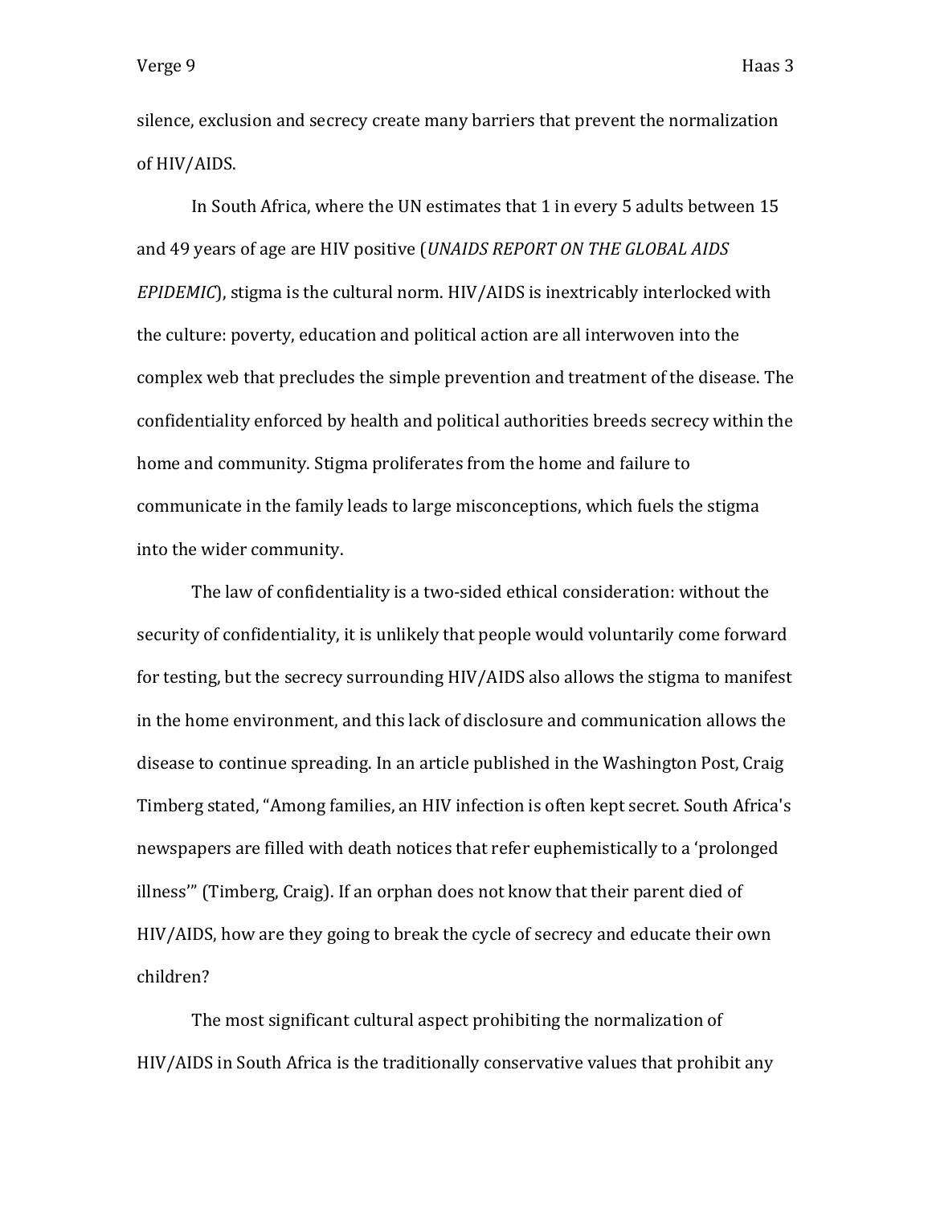silence, exclusion and secrecy create many barriers that prevent the normalization of HIV/AIDS.

In South Africa, where the UN estimates that 1 in every 5 adults between 15 and 49 years of age are HIV positive (*UNAIDS REPORT ON THE GLOBAL AIDS EPIDEMIC*), stigma is the cultural norm. HIV/AIDS is inextricably interlocked with the culture: poverty, education and political action are all interwoven into the complex web that precludes the simple prevention and treatment of the disease. The confidentiality enforced by health and political authorities breeds secrecy within the home and community. Stigma proliferates from the home and failure to communicate in the family leads to large misconceptions, which fuels the stigma into the wider community.

The law of confidentiality is a two-sided ethical consideration: without the security of confidentiality, it is unlikely that people would voluntarily come forward for testing, but the secrecy surrounding HIV/AIDS also allows the stigma to manifest in the home environment, and this lack of disclosure and communication allows the disease to continue spreading. In an article published in the Washington Post, Craig Timberg stated, "Among families, an HIV infection is often kept secret. South Africa's newspapers are filled with death notices that refer euphemistically to a 'prolonged illness'" (Timberg, Craig). If an orphan does not know that their parent died of HIV/AIDS, how are they going to break the cycle of secrecy and educate their own children?

The most significant cultural aspect prohibiting the normalization of HIV/AIDS in South Africa is the traditionally conservative values that prohibit any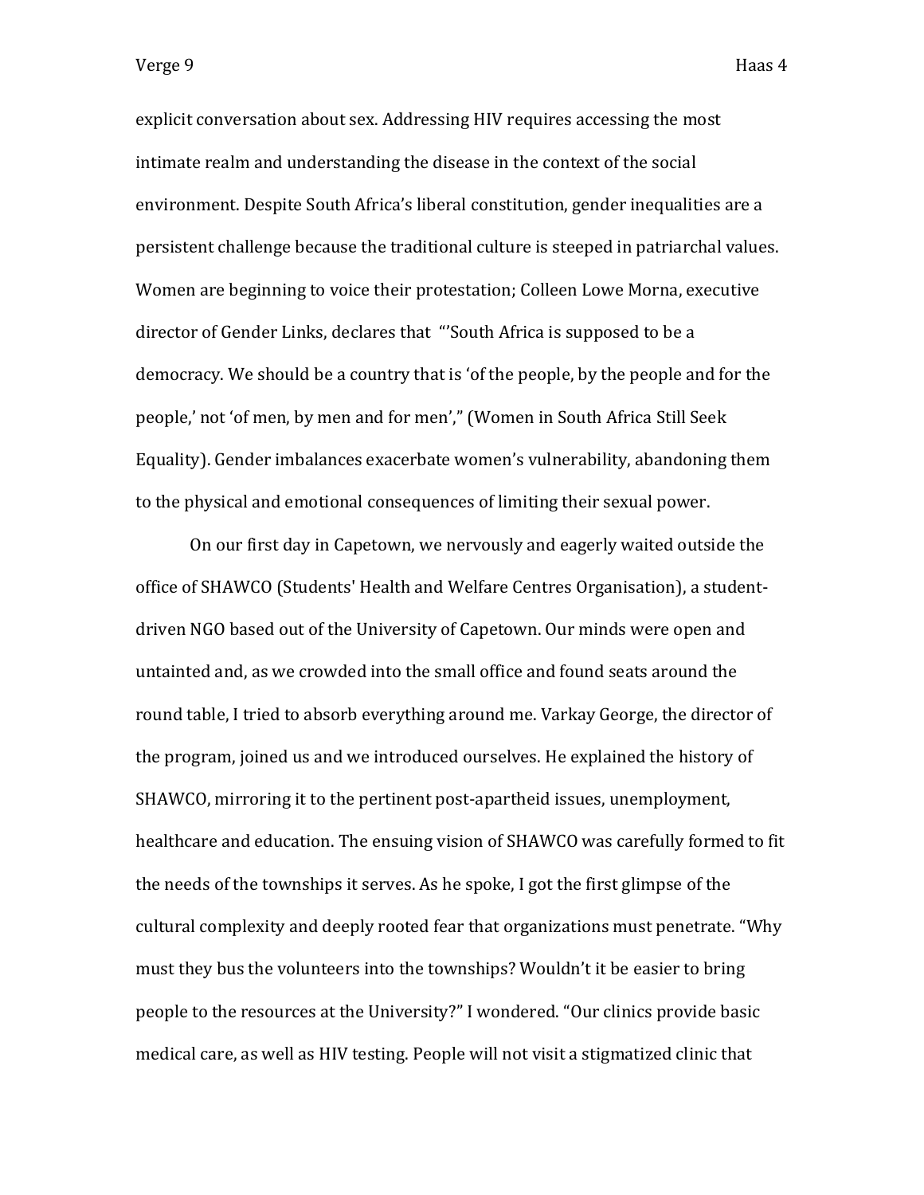explicit conversation about sex. Addressing HIV requires accessing the most intimate realm and understanding the disease in the context of the social environment. Despite South Africa's liberal constitution, gender inequalities are a persistent challenge because the traditional culture is steeped in patriarchal values. Women are beginning to voice their protestation; Colleen Lowe Morna, executive director of Gender Links, declares that "'South Africa is supposed to be a democracy. We should be a country that is 'of the people, by the people and for the people,' not 'of men, by men and for men'," (Women in South Africa Still Seek Equality). Gender imbalances exacerbate women's vulnerability, abandoning them to the physical and emotional consequences of limiting their sexual power.

On our first day in Capetown, we nervously and eagerly waited outside the office of SHAWCO (Students' Health and Welfare Centres Organisation), a student-driven NGO based out of the University of Capetown. Our minds were open and untainted and, as we crowded into the small office and found seats around the round table, I tried to absorb everything around me. Varkay George, the director of the program, joined us and we introduced ourselves. He explained the history of SHAWCO, mirroring it to the pertinent post-apartheid issues, unemployment, healthcare and education. The ensuing vision of SHAWCO was carefully formed to fit the needs of the townships it serves. As he spoke, I got the first glimpse of the cultural complexity and deeply rooted fear that organizations must penetrate. "Why must they bus the volunteers into the townships? Wouldn't it be easier to bring people to the resources at the University?" I wondered. "Our clinics provide basic medical care, as well as HIV testing. People will not visit a stigmatized clinic that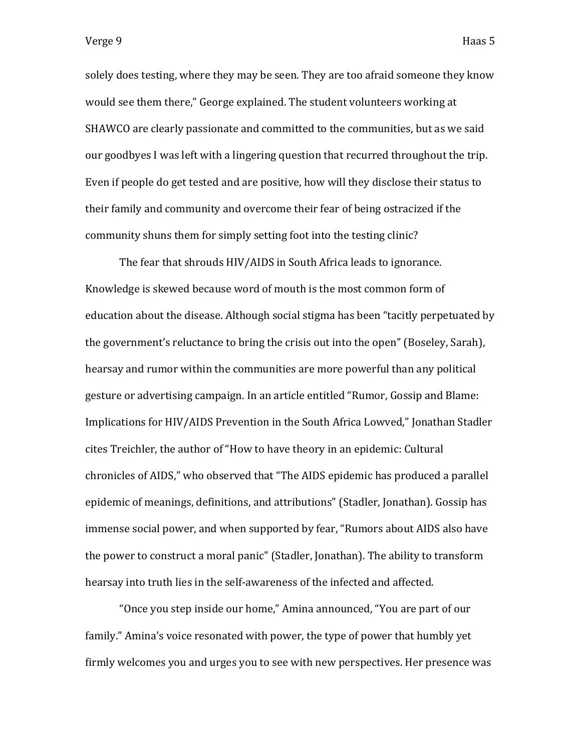solely does testing, where they may be seen. They are too afraid someone they know would see them there," George explained. The student volunteers working at SHAWCO are clearly passionate and committed to the communities, but as we said our goodbyes I was left with a lingering question that recurred throughout the trip. Even if people do get tested and are positive, how will they disclose their status to their family and community and overcome their fear of being ostracized if the community shuns them for simply setting foot into the testing clinic?

The fear that shrouds HIV/AIDS in South Africa leads to ignorance. Knowledge is skewed because word of mouth is the most common form of education about the disease. Although social stigma has been "tacitly perpetuated by the government's reluctance to bring the crisis out into the open" (Boseley, Sarah), hearsay and rumor within the communities are more powerful than any political gesture or advertising campaign. In an article entitled "Rumor, Gossip and Blame: Implications for HIV/AIDS Prevention in the South Africa Lowved," Jonathan Stadler cites Treichler, the author of "How to have theory in an epidemic: Cultural chronicles of AIDS," who observed that "The AIDS epidemic has produced a parallel epidemic of meanings, definitions, and attributions" (Stadler, Jonathan). Gossip has immense social power, and when supported by fear, "Rumors about AIDS also have the power to construct a moral panic" (Stadler, Jonathan). The ability to transform hearsay into truth lies in the self-awareness of the infected and affected.

"Once you step inside our home," Amina announced, "You are part of our family." Amina's voice resonated with power, the type of power that humbly yet firmly welcomes you and urges you to see with new perspectives. Her presence was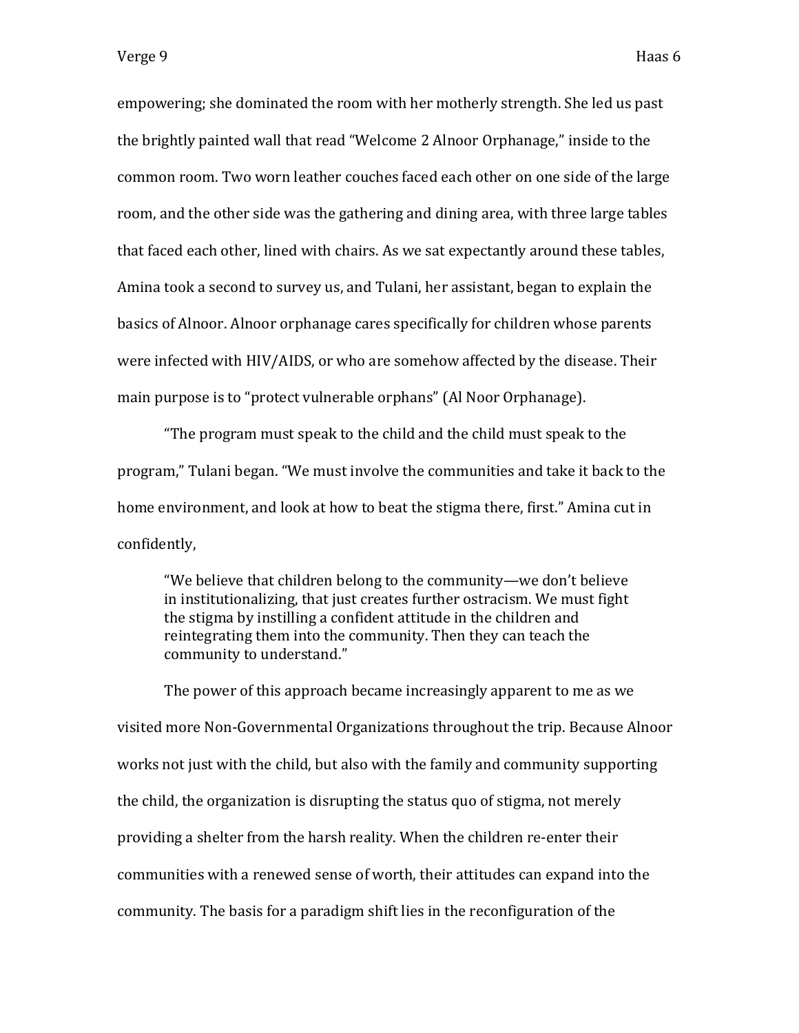empowering; she dominated the room with her motherly strength. She led us past the brightly painted wall that read "Welcome 2 Alnoor Orphanage," inside to the common room. Two worn leather couches faced each other on one side of the large room, and the other side was the gathering and dining area, with three large tables that faced each other, lined with chairs. As we sat expectantly around these tables, Amina took a second to survey us, and Tulani, her assistant, began to explain the basics of Alnoor. Alnoor orphanage cares specifically for children whose parents were infected with HIV/AIDS, or who are somehow affected by the disease. Their main purpose is to "protect vulnerable orphans" (Al Noor Orphanage).

"The program must speak to the child and the child must speak to the program," Tulani began. "We must involve the communities and take it back to the home environment, and look at how to beat the stigma there, first." Amina cut in confidently,

> "We believe that children belong to the community—we don't believe in institutionalizing, that just creates further ostracism. We must fight the stigma by instilling a confident attitude in the children and reintegrating them into the community. Then they can teach the community to understand."

The power of this approach became increasingly apparent to me as we visited more Non-Governmental Organizations throughout the trip. Because Alnoor works not just with the child, but also with the family and community supporting the child, the organization is disrupting the status quo of stigma, not merely providing a shelter from the harsh reality. When the children re-enter their communities with a renewed sense of worth, their attitudes can expand into the community. The basis for a paradigm shift lies in the reconfiguration of the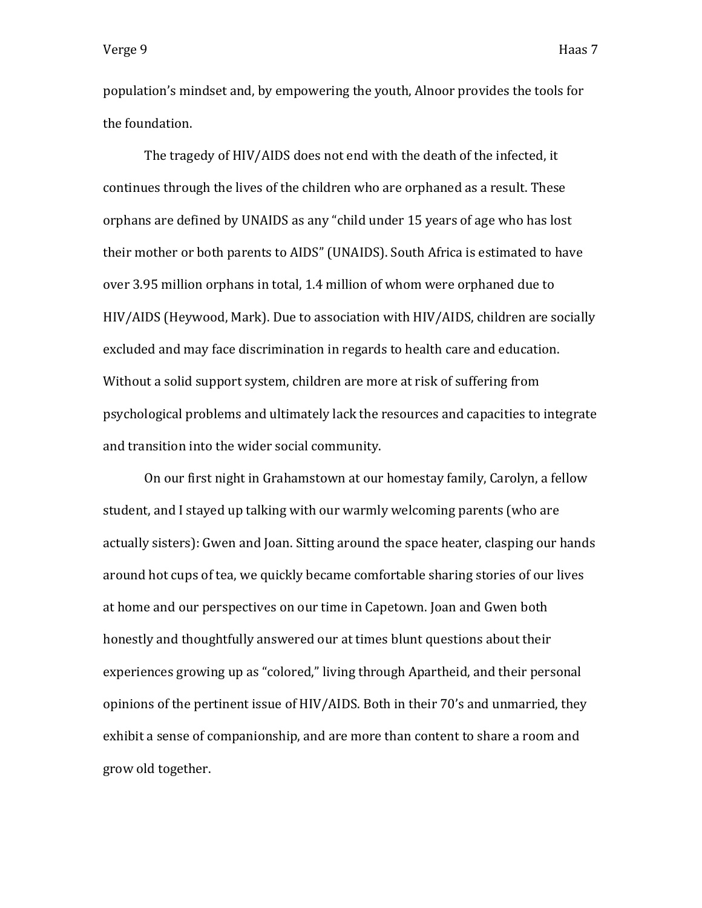population’s mindset and, by empowering the youth, Alnoor provides the tools for the foundation.

The tragedy of HIV/AIDS does not end with the death of the infected, it continues through the lives of the children who are orphaned as a result. These orphans are defined by UNAIDS as any “child under 15 years of age who has lost their mother or both parents to AIDS” (UNAIDS). South Africa is estimated to have over 3.95 million orphans in total, 1.4 million of whom were orphaned due to HIV/AIDS (Heywood, Mark). Due to association with HIV/AIDS, children are socially excluded and may face discrimination in regards to health care and education. Without a solid support system, children are more at risk of suffering from psychological problems and ultimately lack the resources and capacities to integrate and transition into the wider social community.

On our first night in Grahamstown at our homestay family, Carolyn, a fellow student, and I stayed up talking with our warmly welcoming parents (who are actually sisters): Gwen and Joan. Sitting around the space heater, clasping our hands around hot cups of tea, we quickly became comfortable sharing stories of our lives at home and our perspectives on our time in Capetown. Joan and Gwen both honestly and thoughtfully answered our at times blunt questions about their experiences growing up as “colored,” living through Apartheid, and their personal opinions of the pertinent issue of HIV/AIDS. Both in their 70’s and unmarried, they exhibit a sense of companionship, and are more than content to share a room and grow old together.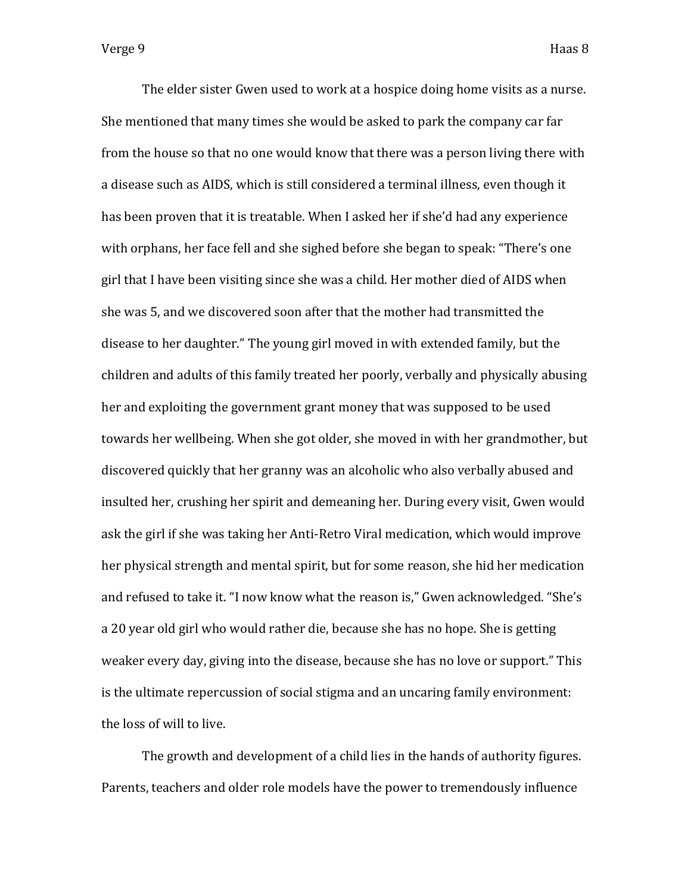The elder sister Gwen used to work at a hospice doing home visits as a nurse. She mentioned that many times she would be asked to park the company car far from the house so that no one would know that there was a person living there with a disease such as AIDS, which is still considered a terminal illness, even though it has been proven that it is treatable. When I asked her if she'd had any experience with orphans, her face fell and she sighed before she began to speak: "There's one girl that I have been visiting since she was a child. Her mother died of AIDS when she was 5, and we discovered soon after that the mother had transmitted the disease to her daughter." The young girl moved in with extended family, but the children and adults of this family treated her poorly, verbally and physically abusing her and exploiting the government grant money that was supposed to be used towards her wellbeing. When she got older, she moved in with her grandmother, but discovered quickly that her granny was an alcoholic who also verbally abused and insulted her, crushing her spirit and demeaning her. During every visit, Gwen would ask the girl if she was taking her Anti-Retro Viral medication, which would improve her physical strength and mental spirit, but for some reason, she hid her medication and refused to take it. "I now know what the reason is," Gwen acknowledged. "She's a 20 year old girl who would rather die, because she has no hope. She is getting weaker every day, giving into the disease, because she has no love or support." This is the ultimate repercussion of social stigma and an uncaring family environment: the loss of will to live.

The growth and development of a child lies in the hands of authority figures. Parents, teachers and older role models have the power to tremendously influence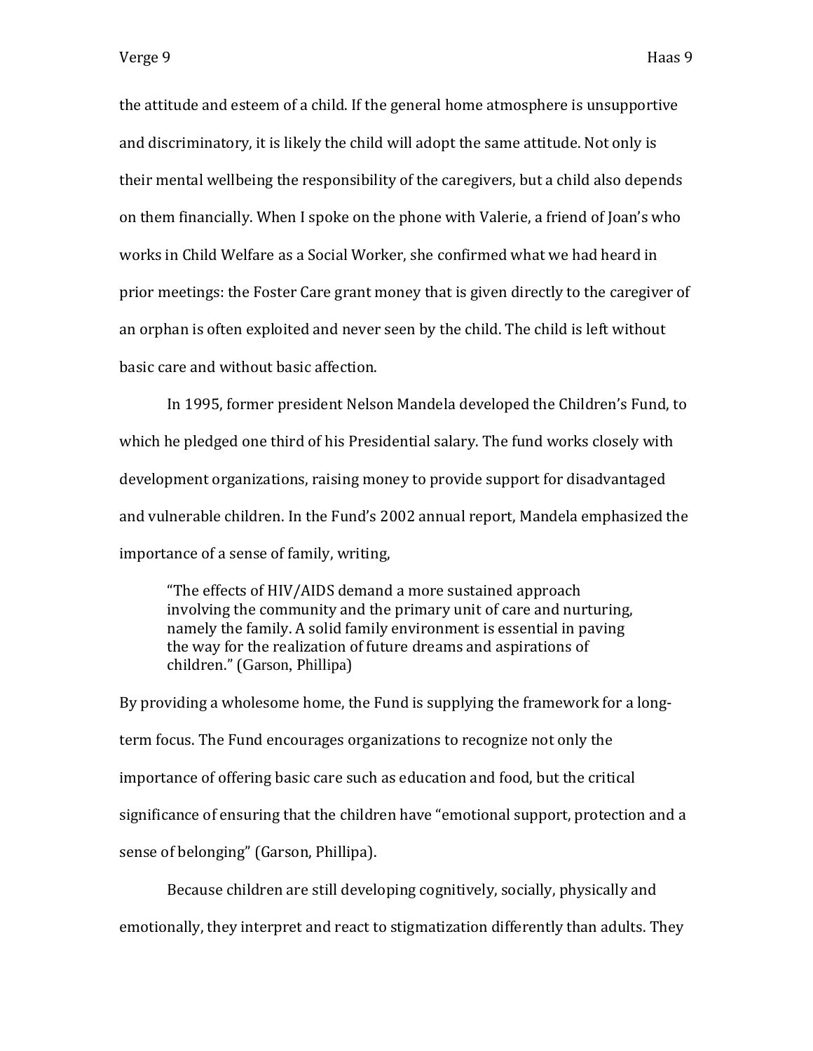the attitude and esteem of a child. If the general home atmosphere is unsupportive and discriminatory, it is likely the child will adopt the same attitude. Not only is their mental wellbeing the responsibility of the caregivers, but a child also depends on them financially. When I spoke on the phone with Valerie, a friend of Joan's who works in Child Welfare as a Social Worker, she confirmed what we had heard in prior meetings: the Foster Care grant money that is given directly to the caregiver of an orphan is often exploited and never seen by the child. The child is left without basic care and without basic affection.

In 1995, former president Nelson Mandela developed the Children's Fund, to which he pledged one third of his Presidential salary. The fund works closely with development organizations, raising money to provide support for disadvantaged and vulnerable children. In the Fund's 2002 annual report, Mandela emphasized the importance of a sense of family, writing,

> "The effects of HIV/AIDS demand a more sustained approach involving the community and the primary unit of care and nurturing, namely the family. A solid family environment is essential in paving the way for the realization of future dreams and aspirations of children." (Garson, Phillipa)

By providing a wholesome home, the Fund is supplying the framework for a long-term focus. The Fund encourages organizations to recognize not only the importance of offering basic care such as education and food, but the critical significance of ensuring that the children have "emotional support, protection and a sense of belonging" (Garson, Phillipa).

Because children are still developing cognitively, socially, physically and emotionally, they interpret and react to stigmatization differently than adults. They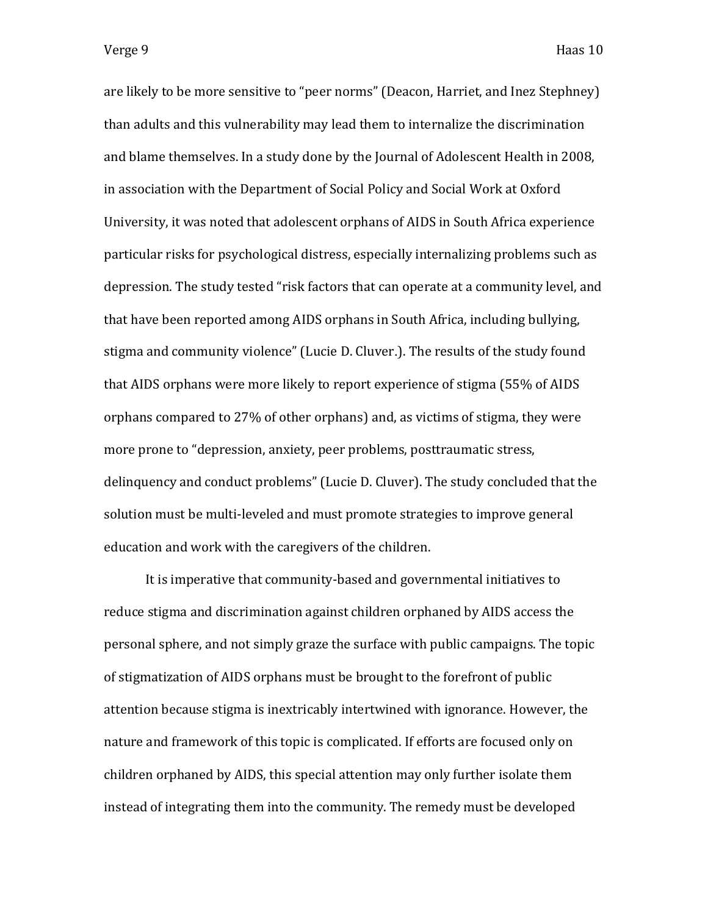are likely to be more sensitive to "peer norms" (Deacon, Harriet, and Inez Stephney) than adults and this vulnerability may lead them to internalize the discrimination and blame themselves. In a study done by the Journal of Adolescent Health in 2008, in association with the Department of Social Policy and Social Work at Oxford University, it was noted that adolescent orphans of AIDS in South Africa experience particular risks for psychological distress, especially internalizing problems such as depression. The study tested "risk factors that can operate at a community level, and that have been reported among AIDS orphans in South Africa, including bullying, stigma and community violence" (Lucie D. Cluver.). The results of the study found that AIDS orphans were more likely to report experience of stigma (55% of AIDS orphans compared to 27% of other orphans) and, as victims of stigma, they were more prone to "depression, anxiety, peer problems, posttraumatic stress, delinquency and conduct problems" (Lucie D. Cluver). The study concluded that the solution must be multi-leveled and must promote strategies to improve general education and work with the caregivers of the children.

It is imperative that community-based and governmental initiatives to reduce stigma and discrimination against children orphaned by AIDS access the personal sphere, and not simply graze the surface with public campaigns. The topic of stigmatization of AIDS orphans must be brought to the forefront of public attention because stigma is inextricably intertwined with ignorance. However, the nature and framework of this topic is complicated. If efforts are focused only on children orphaned by AIDS, this special attention may only further isolate them instead of integrating them into the community. The remedy must be developed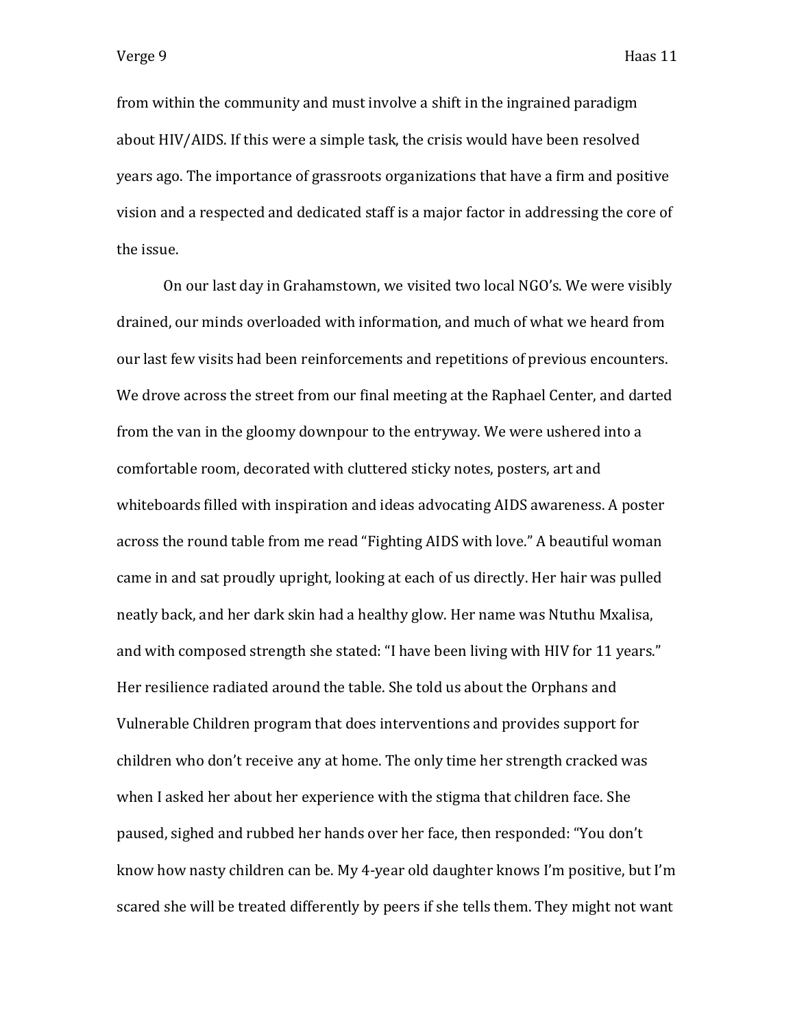from within the community and must involve a shift in the ingrained paradigm about HIV/AIDS. If this were a simple task, the crisis would have been resolved years ago. The importance of grassroots organizations that have a firm and positive vision and a respected and dedicated staff is a major factor in addressing the core of the issue.

On our last day in Grahamstown, we visited two local NGO's. We were visibly drained, our minds overloaded with information, and much of what we heard from our last few visits had been reinforcements and repetitions of previous encounters. We drove across the street from our final meeting at the Raphael Center, and darted from the van in the gloomy downpour to the entryway. We were ushered into a comfortable room, decorated with cluttered sticky notes, posters, art and whiteboards filled with inspiration and ideas advocating AIDS awareness. A poster across the round table from me read "Fighting AIDS with love." A beautiful woman came in and sat proudly upright, looking at each of us directly. Her hair was pulled neatly back, and her dark skin had a healthy glow. Her name was Ntuthu Mxalisa, and with composed strength she stated: "I have been living with HIV for 11 years." Her resilience radiated around the table. She told us about the Orphans and Vulnerable Children program that does interventions and provides support for children who don't receive any at home. The only time her strength cracked was when I asked her about her experience with the stigma that children face. She paused, sighed and rubbed her hands over her face, then responded: "You don't know how nasty children can be. My 4-year old daughter knows I'm positive, but I'm scared she will be treated differently by peers if she tells them. They might not want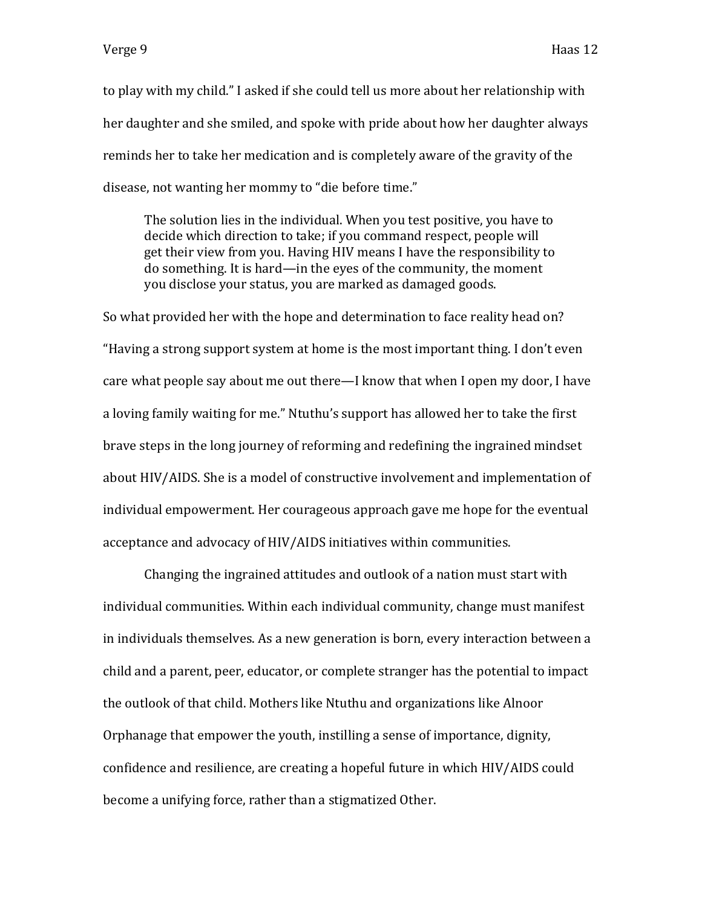to play with my child." I asked if she could tell us more about her relationship with her daughter and she smiled, and spoke with pride about how her daughter always reminds her to take her medication and is completely aware of the gravity of the disease, not wanting her mommy to "die before time."

> The solution lies in the individual. When you test positive, you have to decide which direction to take; if you command respect, people will get their view from you. Having HIV means I have the responsibility to do something. It is hard—in the eyes of the community, the moment you disclose your status, you are marked as damaged goods.

So what provided her with the hope and determination to face reality head on? "Having a strong support system at home is the most important thing. I don't even care what people say about me out there—I know that when I open my door, I have a loving family waiting for me." Ntuthu's support has allowed her to take the first brave steps in the long journey of reforming and redefining the ingrained mindset about HIV/AIDS. She is a model of constructive involvement and implementation of individual empowerment. Her courageous approach gave me hope for the eventual acceptance and advocacy of HIV/AIDS initiatives within communities.

Changing the ingrained attitudes and outlook of a nation must start with individual communities. Within each individual community, change must manifest in individuals themselves. As a new generation is born, every interaction between a child and a parent, peer, educator, or complete stranger has the potential to impact the outlook of that child. Mothers like Ntuthu and organizations like Alnoor Orphanage that empower the youth, instilling a sense of importance, dignity, confidence and resilience, are creating a hopeful future in which HIV/AIDS could become a unifying force, rather than a stigmatized Other.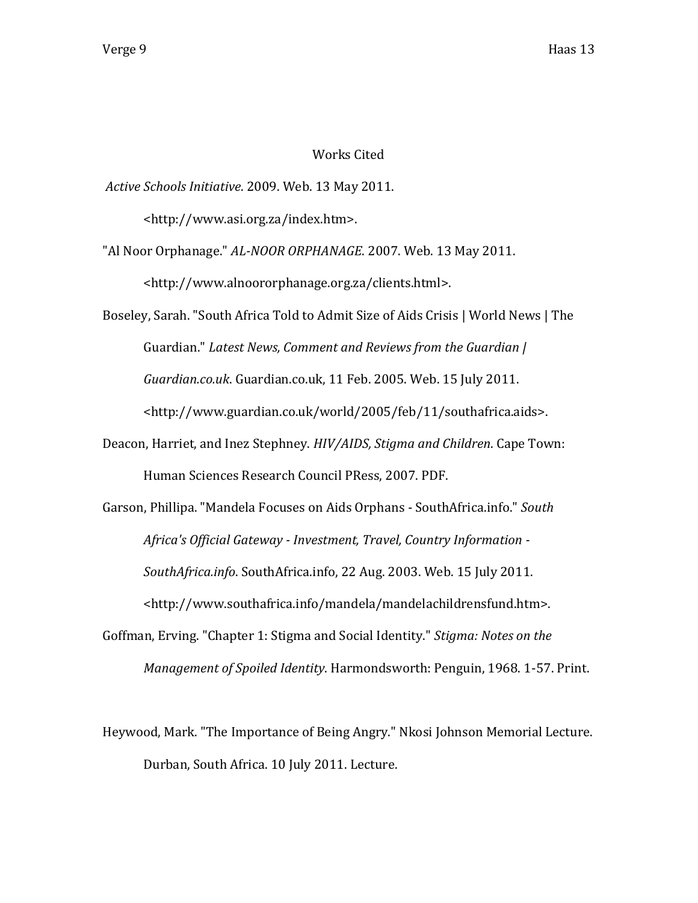# Works Cited

*Active Schools Initiative*. 2009. Web. 13 May 2011. <http://www.asi.org.za/index.htm>.

"Al Noor Orphanage." *AL-NOOR ORPHANAGE*. 2007. Web. 13 May 2011. <http://www.alnoororphanage.org.za/clients.html>.

Boseley, Sarah. "South Africa Told to Admit Size of Aids Crisis | World News | The Guardian." *Latest News, Comment and Reviews from the Guardian | Guardian.co.uk*. Guardian.co.uk, 11 Feb. 2005. Web. 15 July 2011. <http://www.guardian.co.uk/world/2005/feb/11/southafrica.aids>.

Deacon, Harriet, and Inez Stephney. *HIV/AIDS, Stigma and Children*. Cape Town: Human Sciences Research Council PRess, 2007. PDF.

Garson, Phillipa. "Mandela Focuses on Aids Orphans - SouthAfrica.info." *South Africa's Official Gateway - Investment, Travel, Country Information - SouthAfrica.info*. SouthAfrica.info, 22 Aug. 2003. Web. 15 July 2011. <http://www.southafrica.info/mandela/mandelachildrensfund.htm>.

Goffman, Erving. "Chapter 1: Stigma and Social Identity." *Stigma: Notes on the Management of Spoiled Identity*. Harmondsworth: Penguin, 1968. 1-57. Print.

Heywood, Mark. "The Importance of Being Angry." Nkosi Johnson Memorial Lecture. Durban, South Africa. 10 July 2011. Lecture.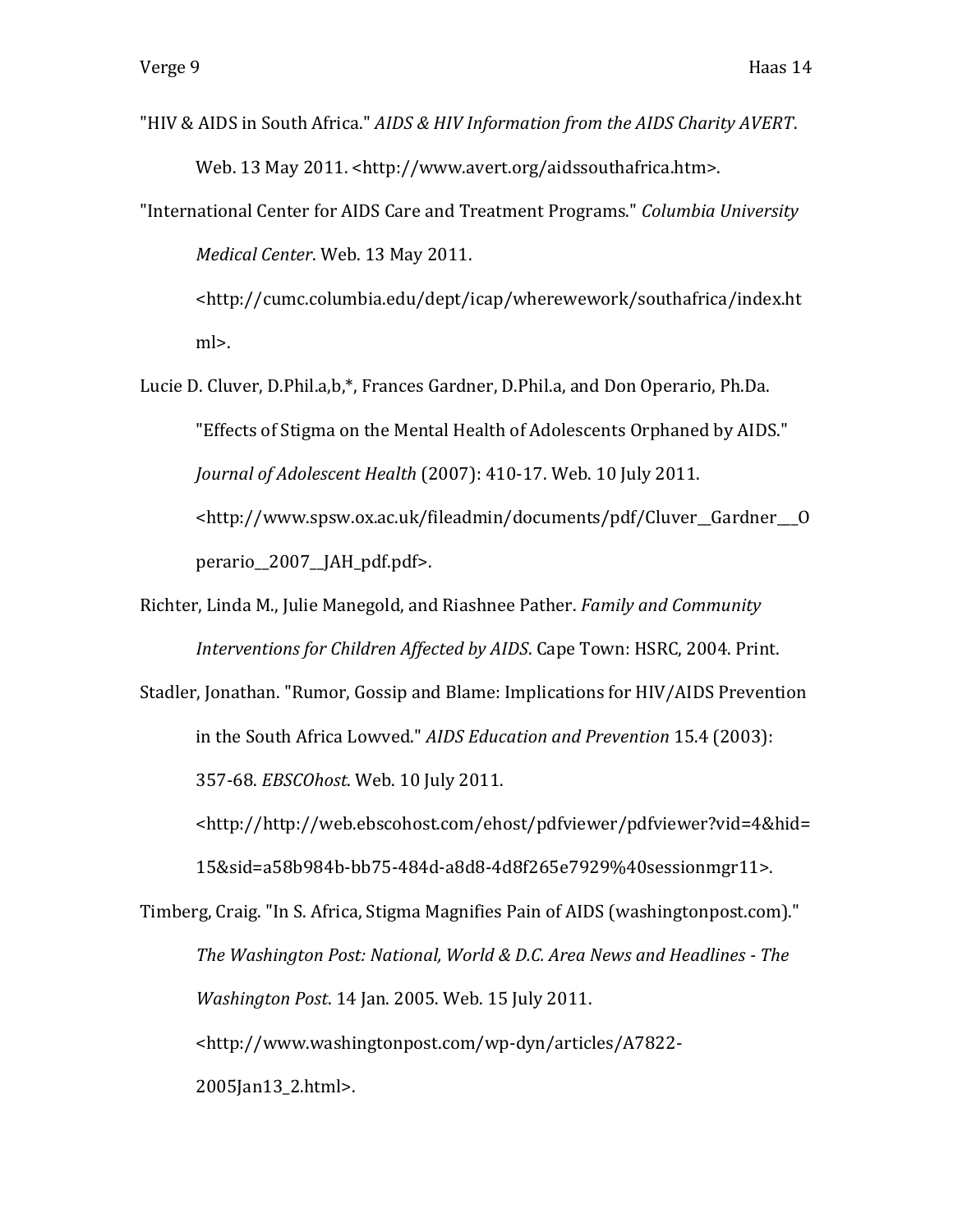"HIV & AIDS in South Africa." *AIDS & HIV Information from the AIDS Charity AVERT*. Web. 13 May 2011. <http://www.avert.org/aidssouthafrica.htm>.

"International Center for AIDS Care and Treatment Programs." *Columbia University Medical Center*. Web. 13 May 2011. <http://cumc.columbia.edu/dept/icap/wherewework/southafrica/index.html>.

Lucie D. Cluver, D.Phil.a,b,*, Frances Gardner, D.Phil.a, and Don Operario, Ph.Da. "Effects of Stigma on the Mental Health of Adolescents Orphaned by AIDS." *Journal of Adolescent Health* (2007): 410-17. Web. 10 July 2011. <http://www.spsw.ox.ac.uk/fileadmin/documents/pdf/Cluver__Gardner___Operario__2007__JAH_pdf.pdf>.

Richter, Linda M., Julie Manegold, and Riashnee Pather. *Family and Community Interventions for Children Affected by AIDS*. Cape Town: HSRC, 2004. Print.

Stadler, Jonathan. "Rumor, Gossip and Blame: Implications for HIV/AIDS Prevention in the South Africa Lowved." *AIDS Education and Prevention* 15.4 (2003): 357-68. *EBSCOhost*. Web. 10 July 2011. <http://http://web.ebscohost.com/ehost/pdfviewer/pdfviewer?vid=4&hid=15&sid=a58b984b-bb75-484d-a8d8-4d8f265e7929%40sessionmgr11>.

Timberg, Craig. "In S. Africa, Stigma Magnifies Pain of AIDS (washingtonpost.com)." *The Washington Post: National, World & D.C. Area News and Headlines - The Washington Post*. 14 Jan. 2005. Web. 15 July 2011. <http://www.washingtonpost.com/wp-dyn/articles/A7822-2005Jan13_2.html>.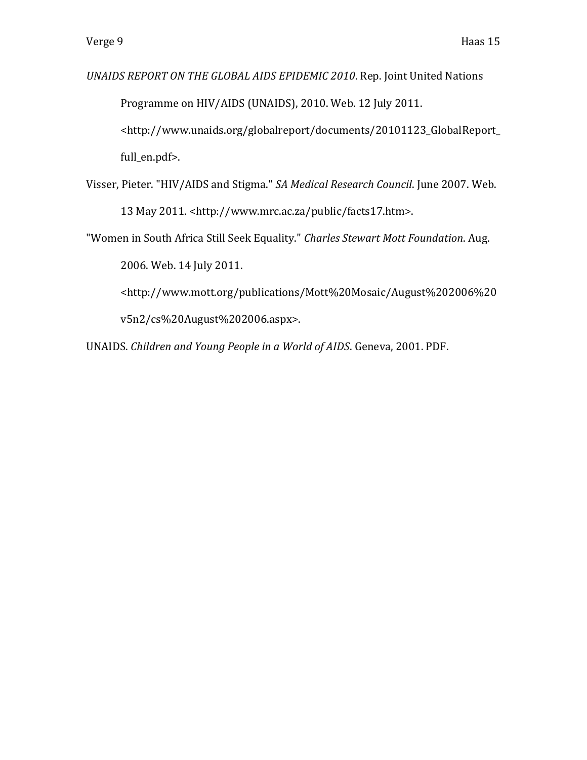*UNAIDS REPORT ON THE GLOBAL AIDS EPIDEMIC 2010*. Rep. Joint United Nations Programme on HIV/AIDS (UNAIDS), 2010. Web. 12 July 2011. <http://www.unaids.org/globalreport/documents/20101123_GlobalReport_full_en.pdf>.

Visser, Pieter. "HIV/AIDS and Stigma." *SA Medical Research Council*. June 2007. Web. 13 May 2011. <http://www.mrc.ac.za/public/facts17.htm>.

"Women in South Africa Still Seek Equality." *Charles Stewart Mott Foundation*. Aug. 2006. Web. 14 July 2011. <http://www.mott.org/publications/Mott%20Mosaic/August%202006%20v5n2/cs%20August%202006.aspx>.

UNAIDS. *Children and Young People in a World of AIDS*. Geneva, 2001. PDF.